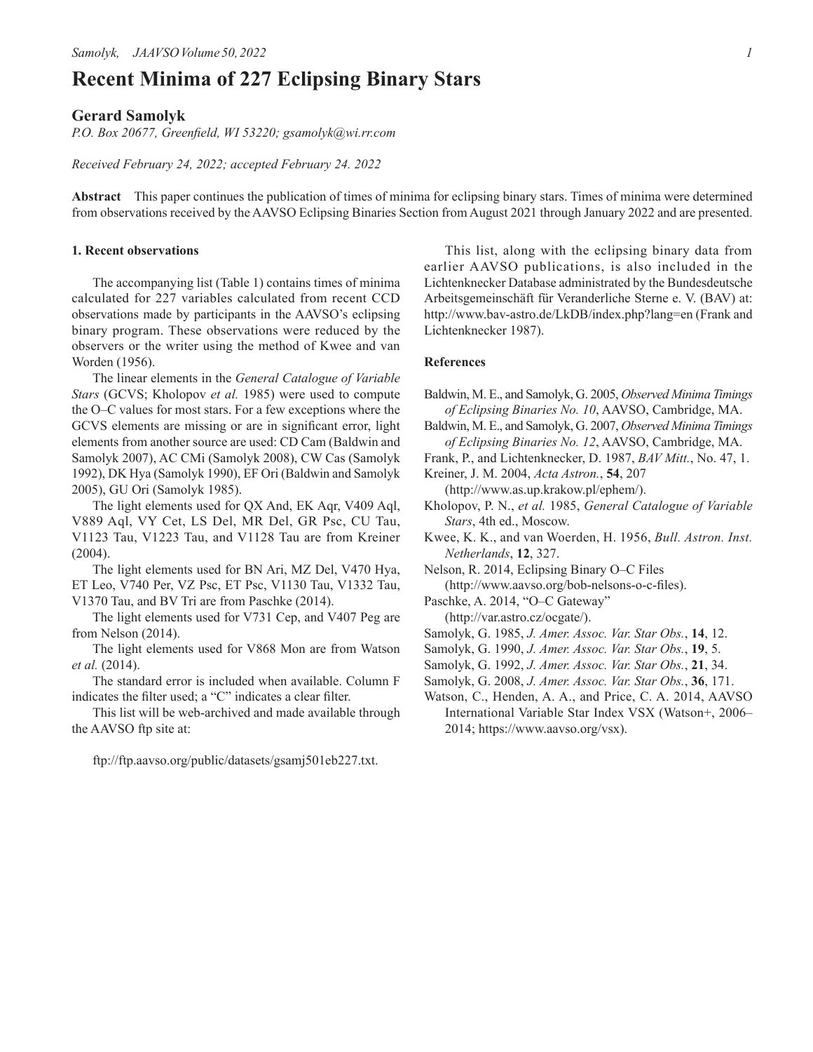# Recent Minima of 227 Eclipsing Binary Stars

## Gerard Samolyk

*P.O. Box 20677, Greenfield, WI 53220; gsamolyk@wi.rr.com*

*Received February 24, 2022; accepted February 24. 2022*

**Abstract** This paper continues the publication of times of minima for eclipsing binary stars. Times of minima were determined from observations received by the AAVSO Eclipsing Binaries Section from August 2021 through January 2022 and are presented.

### 1. Recent observations

The accompanying list (Table 1) contains times of minima calculated for 227 variables calculated from recent CCD observations made by participants in the AAVSO's eclipsing binary program. These observations were reduced by the observers or the writer using the method of Kwee and van Worden (1956).

The linear elements in the *General Catalogue of Variable Stars* (GCVS; Kholopov *et al.* 1985) were used to compute the O–C values for most stars. For a few exceptions where the GCVS elements are missing or are in significant error, light elements from another source are used: CD Cam (Baldwin and Samolyk 2007), AC CMi (Samolyk 2008), CW Cas (Samolyk 1992), DK Hya (Samolyk 1990), EF Ori (Baldwin and Samolyk 2005), GU Ori (Samolyk 1985).

The light elements used for QX And, EK Aqr, V409 Aql, V889 Aql, VY Cet, LS Del, MR Del, GR Psc, CU Tau, V1123 Tau, V1223 Tau, and V1128 Tau are from Kreiner (2004).

The light elements used for BN Ari, MZ Del, V470 Hya, ET Leo, V740 Per, VZ Psc, ET Psc, V1130 Tau, V1332 Tau, V1370 Tau, and BV Tri are from Paschke (2014).

The light elements used for V731 Cep, and V407 Peg are from Nelson (2014).

The light elements used for V868 Mon are from Watson *et al.* (2014).

The standard error is included when available. Column F indicates the filter used; a "C" indicates a clear filter.

This list will be web-archived and made available through the AAVSO ftp site at:

ftp://ftp.aavso.org/public/datasets/gsamj501eb227.txt.

This list, along with the eclipsing binary data from earlier AAVSO publications, is also included in the Lichtenknecker Database administrated by the Bundesdeutsche Arbeitsgemeinschäft für Veranderliche Sterne e. V. (BAV) at: http://www.bav-astro.de/LkDB/index.php?lang=en (Frank and Lichtenknecker 1987).

### References

Baldwin, M. E., and Samolyk, G. 2005, *Observed Minima Timings of Eclipsing Binaries No. 10*, AAVSO, Cambridge, MA.

Baldwin, M. E., and Samolyk, G. 2007, *Observed Minima Timings of Eclipsing Binaries No. 12*, AAVSO, Cambridge, MA.

Frank, P., and Lichtenknecker, D. 1987, *BAV Mitt.*, No. 47, 1.

Kreiner, J. M. 2004, *Acta Astron.*, **54**, 207 (http://www.as.up.krakow.pl/ephem/).

Kholopov, P. N., *et al.* 1985, *General Catalogue of Variable Stars*, 4th ed., Moscow.

Kwee, K. K., and van Woerden, H. 1956, *Bull. Astron. Inst. Netherlands*, **12**, 327.

Nelson, R. 2014, Eclipsing Binary O–C Files (http://www.aavso.org/bob-nelsons-o-c-files).

Paschke, A. 2014, "O–C Gateway" (http://var.astro.cz/ocgate/).

Samolyk, G. 1985, *J. Amer. Assoc. Var. Star Obs.*, **14**, 12.

Samolyk, G. 1990, *J. Amer. Assoc. Var. Star Obs.*, **19**, 5.

Samolyk, G. 1992, *J. Amer. Assoc. Var. Star Obs.*, **21**, 34.

Samolyk, G. 2008, *J. Amer. Assoc. Var. Star Obs.*, **36**, 171.

Watson, C., Henden, A. A., and Price, C. A. 2014, AAVSO International Variable Star Index VSX (Watson+, 2006–2014; https://www.aavso.org/vsx).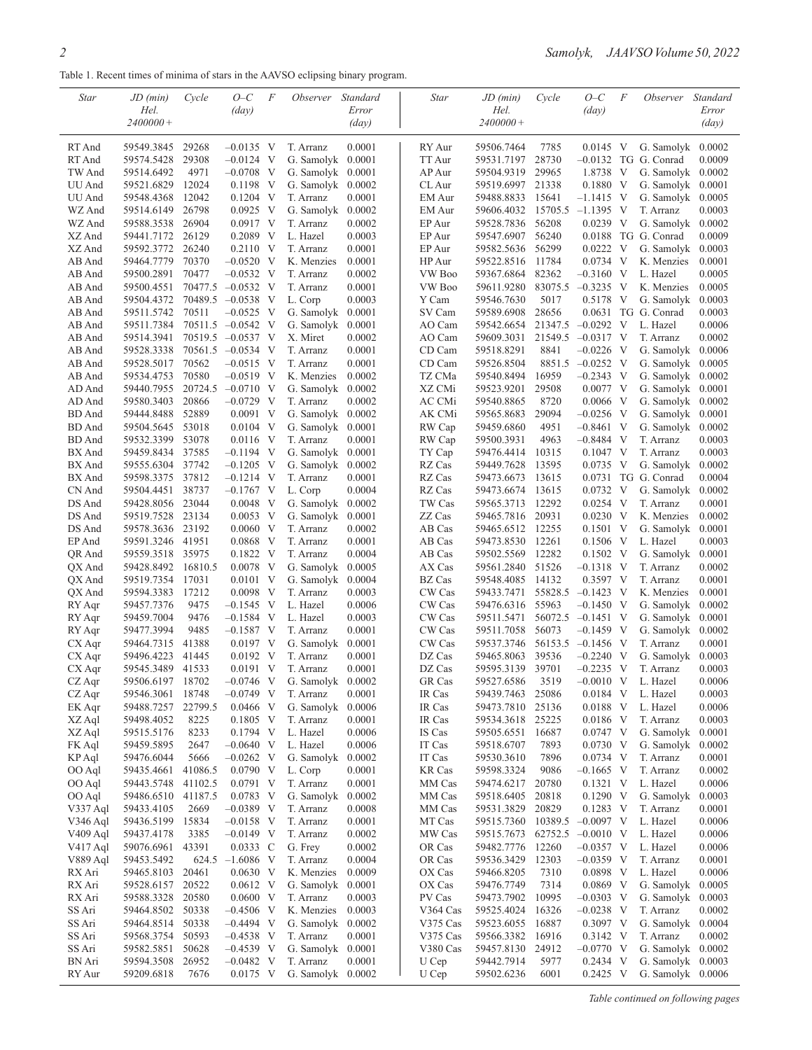Table 1. Recent times of minima of stars in the AAVSO eclipsing binary program.

| Star | JD (min) Hel. 2400000+ | Cycle | O–C (day) | F | Observer | Standard Error (day) |
|---|---|---|---|---|---|---|
| RT And | 59549.3845 | 29268 | –0.0135 | V | T. Arranz | 0.0001 |
| RT And | 59574.5428 | 29308 | –0.0124 | V | G. Samolyk | 0.0001 |
| TW And | 59514.6492 | 4971 | –0.0708 | V | G. Samolyk | 0.0001 |
| UU And | 59521.6829 | 12024 | 0.1198 | V | G. Samolyk | 0.0002 |
| UU And | 59548.4368 | 12042 | 0.1204 | V | T. Arranz | 0.0001 |
| WZ And | 59514.6149 | 26798 | 0.0925 | V | G. Samolyk | 0.0002 |
| WZ And | 59588.3538 | 26904 | 0.0917 | V | T. Arranz | 0.0002 |
| XZ And | 59441.7172 | 26129 | 0.2089 | V | L. Hazel | 0.0003 |
| XZ And | 59592.3772 | 26240 | 0.2110 | V | T. Arranz | 0.0001 |
| AB And | 59464.7779 | 70370 | –0.0520 | V | K. Menzies | 0.0001 |
| AB And | 59500.2891 | 70477 | –0.0532 | V | T. Arranz | 0.0002 |
| AB And | 59500.4551 | 70477.5 | –0.0532 | V | T. Arranz | 0.0001 |
| AB And | 59504.4372 | 70489.5 | –0.0538 | V | L. Corp | 0.0003 |
| AB And | 59511.5742 | 70511 | –0.0525 | V | G. Samolyk | 0.0001 |
| AB And | 59511.7384 | 70511.5 | –0.0542 | V | G. Samolyk | 0.0001 |
| AB And | 59514.3941 | 70519.5 | –0.0537 | V | X. Miret | 0.0002 |
| AB And | 59528.3338 | 70561.5 | –0.0534 | V | T. Arranz | 0.0001 |
| AB And | 59528.5017 | 70562 | –0.0515 | V | T. Arranz | 0.0001 |
| AB And | 59534.4753 | 70580 | –0.0519 | V | K. Menzies | 0.0002 |
| AD And | 59440.7955 | 20724.5 | –0.0710 | V | G. Samolyk | 0.0002 |
| AD And | 59580.3403 | 20866 | –0.0729 | V | T. Arranz | 0.0002 |
| BD And | 59444.8488 | 52889 | 0.0091 | V | G. Samolyk | 0.0002 |
| BD And | 59504.5645 | 53018 | 0.0104 | V | G. Samolyk | 0.0001 |
| BD And | 59532.3399 | 53078 | 0.0116 | V | T. Arranz | 0.0001 |
| BX And | 59459.8434 | 37585 | –0.1194 | V | G. Samolyk | 0.0001 |
| BX And | 59555.6304 | 37742 | –0.1205 | V | G. Samolyk | 0.0002 |
| BX And | 59598.3375 | 37812 | –0.1214 | V | T. Arranz | 0.0001 |
| CN And | 59504.4451 | 38737 | –0.1767 | V | L. Corp | 0.0004 |
| DS And | 59428.8056 | 23044 | 0.0048 | V | G. Samolyk | 0.0002 |
| DS And | 59519.7528 | 23134 | 0.0053 | V | G. Samolyk | 0.0001 |
| DS And | 59578.3636 | 23192 | 0.0060 | V | T. Arranz | 0.0002 |
| EP And | 59591.3246 | 41951 | 0.0868 | V | T. Arranz | 0.0001 |
| QR And | 59559.3518 | 35975 | 0.1822 | V | T. Arranz | 0.0004 |
| QX And | 59428.8492 | 16810.5 | 0.0078 | V | G. Samolyk | 0.0005 |
| QX And | 59519.7354 | 17031 | 0.0101 | V | G. Samolyk | 0.0004 |
| QX And | 59594.3383 | 17212 | 0.0098 | V | T. Arranz | 0.0003 |
| RY Aqr | 59457.7376 | 9475 | –0.1545 | V | L. Hazel | 0.0006 |
| RY Aqr | 59459.7004 | 9476 | –0.1584 | V | L. Hazel | 0.0003 |
| RY Aqr | 59477.3994 | 9485 | –0.1587 | V | T. Arranz | 0.0001 |
| CX Aqr | 59464.7315 | 41388 | 0.0197 | V | G. Samolyk | 0.0001 |
| CX Aqr | 59496.4223 | 41445 | 0.0192 | V | T. Arranz | 0.0001 |
| CX Aqr | 59545.3489 | 41533 | 0.0191 | V | T. Arranz | 0.0001 |
| CZ Aqr | 59506.6197 | 18702 | –0.0746 | V | G. Samolyk | 0.0002 |
| CZ Aqr | 59546.3061 | 18748 | –0.0749 | V | T. Arranz | 0.0001 |
| EK Aqr | 59488.7257 | 22799.5 | 0.0466 | V | G. Samolyk | 0.0006 |
| XZ Aql | 59498.4052 | 8225 | 0.1805 | V | T. Arranz | 0.0001 |
| XZ Aql | 59515.5176 | 8233 | 0.1794 | V | L. Hazel | 0.0006 |
| FK Aql | 59459.5895 | 2647 | –0.0640 | V | L. Hazel | 0.0006 |
| KP Aql | 59476.6044 | 5666 | –0.0262 | V | G. Samolyk | 0.0002 |
| OO Aql | 59435.4661 | 41086.5 | 0.0790 | V | L. Corp | 0.0001 |
| OO Aql | 59443.5748 | 41102.5 | 0.0791 | V | T. Arranz | 0.0001 |
| OO Aql | 59486.6510 | 41187.5 | 0.0783 | V | G. Samolyk | 0.0002 |
| V337 Aql | 59433.4105 | 2669 | –0.0389 | V | T. Arranz | 0.0008 |
| V346 Aql | 59436.5199 | 15834 | –0.0158 | V | T. Arranz | 0.0001 |
| V409 Aql | 59437.4178 | 3385 | –0.0149 | V | T. Arranz | 0.0002 |
| V417 Aql | 59076.6961 | 43391 | 0.0333 | C | G. Frey | 0.0002 |
| V889 Aql | 59453.5492 | 624.5 | –1.6086 | V | T. Arranz | 0.0004 |
| RX Ari | 59465.8103 | 20461 | 0.0630 | V | K. Menzies | 0.0009 |
| RX Ari | 59528.6157 | 20522 | 0.0612 | V | G. Samolyk | 0.0001 |
| RX Ari | 59588.3328 | 20580 | 0.0600 | V | T. Arranz | 0.0003 |
| SS Ari | 59464.8502 | 50338 | –0.4506 | V | K. Menzies | 0.0003 |
| SS Ari | 59464.8514 | 50338 | –0.4494 | V | G. Samolyk | 0.0002 |
| SS Ari | 59568.3754 | 50593 | –0.4538 | V | T. Arranz | 0.0001 |
| SS Ari | 59582.5851 | 50628 | –0.4539 | V | G. Samolyk | 0.0001 |
| BN Ari | 59594.3508 | 26952 | –0.0482 | V | T. Arranz | 0.0001 |
| RY Aur | 59209.6818 | 7676 | 0.0175 | V | G. Samolyk | 0.0002 |
| RY Aur | 59506.7464 | 7785 | 0.0145 | V | G. Samolyk | 0.0002 |
| TT Aur | 59531.7197 | 28730 | –0.0132 | TG | G. Conrad | 0.0009 |
| AP Aur | 59504.9319 | 29965 | 1.8738 | V | G. Samolyk | 0.0002 |
| CL Aur | 59519.6997 | 21338 | 0.1880 | V | G. Samolyk | 0.0001 |
| EM Aur | 59488.8833 | 15641 | –1.1415 | V | G. Samolyk | 0.0005 |
| EM Aur | 59606.4032 | 15705.5 | –1.1395 | V | T. Arranz | 0.0003 |
| EP Aur | 59528.7836 | 56208 | 0.0239 | V | G. Samolyk | 0.0002 |
| EP Aur | 59547.6907 | 56240 | 0.0188 | TG | G. Conrad | 0.0009 |
| EP Aur | 59582.5636 | 56299 | 0.0222 | V | G. Samolyk | 0.0003 |
| HP Aur | 59522.8516 | 11784 | 0.0734 | V | K. Menzies | 0.0001 |
| VW Boo | 59367.6864 | 82362 | –0.3160 | V | L. Hazel | 0.0005 |
| VW Boo | 59611.9280 | 83075.5 | –0.3235 | V | K. Menzies | 0.0005 |
| Y Cam | 59546.7630 | 5017 | 0.5178 | V | G. Samolyk | 0.0003 |
| SV Cam | 59589.6908 | 28656 | 0.0631 | TG | G. Conrad | 0.0003 |
| AO Cam | 59542.6654 | 21347.5 | –0.0292 | V | L. Hazel | 0.0006 |
| AO Cam | 59609.3031 | 21549.5 | –0.0317 | V | T. Arranz | 0.0002 |
| CD Cam | 59518.8291 | 8841 | –0.0226 | V | G. Samolyk | 0.0006 |
| CD Cam | 59526.8504 | 8851.5 | –0.0252 | V | G. Samolyk | 0.0005 |
| TZ CMa | 59540.8494 | 16959 | –0.2343 | V | G. Samolyk | 0.0002 |
| XZ CMi | 59523.9201 | 29508 | 0.0077 | V | G. Samolyk | 0.0001 |
| AC CMi | 59540.8865 | 8720 | 0.0066 | V | G. Samolyk | 0.0002 |
| AK CMi | 59565.8683 | 29094 | –0.0256 | V | G. Samolyk | 0.0001 |
| RW Cap | 59459.6860 | 4951 | –0.8461 | V | G. Samolyk | 0.0002 |
| RW Cap | 59500.3931 | 4963 | –0.8484 | V | T. Arranz | 0.0003 |
| TY Cap | 59476.4414 | 10315 | 0.1047 | V | T. Arranz | 0.0003 |
| RZ Cas | 59449.7628 | 13595 | 0.0735 | V | G. Samolyk | 0.0002 |
| RZ Cas | 59473.6673 | 13615 | 0.0731 | TG | G. Conrad | 0.0004 |
| RZ Cas | 59473.6674 | 13615 | 0.0732 | V | G. Samolyk | 0.0002 |
| TW Cas | 59565.3713 | 12292 | 0.0254 | V | T. Arranz | 0.0001 |
| ZZ Cas | 59465.7816 | 20931 | 0.0230 | V | K. Menzies | 0.0002 |
| AB Cas | 59465.6512 | 12255 | 0.1501 | V | G. Samolyk | 0.0001 |
| AB Cas | 59473.8530 | 12261 | 0.1506 | V | L. Hazel | 0.0003 |
| AB Cas | 59502.5569 | 12282 | 0.1502 | V | G. Samolyk | 0.0001 |
| AX Cas | 59561.2840 | 51526 | –0.1318 | V | T. Arranz | 0.0002 |
| BZ Cas | 59548.4085 | 14132 | 0.3597 | V | T. Arranz | 0.0001 |
| CW Cas | 59433.7471 | 55828.5 | –0.1423 | V | K. Menzies | 0.0001 |
| CW Cas | 59476.6316 | 55963 | –0.1450 | V | G. Samolyk | 0.0002 |
| CW Cas | 59511.5471 | 56072.5 | –0.1451 | V | G. Samolyk | 0.0001 |
| CW Cas | 59511.7058 | 56073 | –0.1459 | V | G. Samolyk | 0.0002 |
| CW Cas | 59537.3746 | 56153.5 | –0.1456 | V | T. Arranz | 0.0001 |
| DZ Cas | 59465.8063 | 39536 | –0.2240 | V | G. Samolyk | 0.0003 |
| DZ Cas | 59595.3139 | 39701 | –0.2235 | V | T. Arranz | 0.0003 |
| GR Cas | 59527.6586 | 3519 | –0.0010 | V | L. Hazel | 0.0006 |
| IR Cas | 59439.7463 | 25086 | 0.0184 | V | L. Hazel | 0.0003 |
| IR Cas | 59473.7810 | 25136 | 0.0188 | V | L. Hazel | 0.0006 |
| IR Cas | 59534.3618 | 25225 | 0.0186 | V | T. Arranz | 0.0003 |
| IS Cas | 59505.6551 | 16687 | 0.0747 | V | G. Samolyk | 0.0001 |
| IT Cas | 59518.6707 | 7893 | 0.0730 | V | G. Samolyk | 0.0002 |
| IT Cas | 59530.3610 | 7896 | 0.0734 | V | T. Arranz | 0.0001 |
| KR Cas | 59598.3324 | 9086 | –0.1665 | V | T. Arranz | 0.0002 |
| MM Cas | 59474.6217 | 20780 | 0.1321 | V | L. Hazel | 0.0006 |
| MM Cas | 59518.6405 | 20818 | 0.1290 | V | G. Samolyk | 0.0003 |
| MM Cas | 59531.3829 | 20829 | 0.1283 | V | T. Arranz | 0.0001 |
| MT Cas | 59515.7360 | 10389.5 | –0.0097 | V | L. Hazel | 0.0006 |
| MW Cas | 59515.7673 | 62752.5 | –0.0010 | V | L. Hazel | 0.0006 |
| OR Cas | 59482.7776 | 12260 | –0.0357 | V | L. Hazel | 0.0006 |
| OR Cas | 59536.3429 | 12303 | –0.0359 | V | T. Arranz | 0.0001 |
| OX Cas | 59466.8205 | 7310 | 0.0898 | V | L. Hazel | 0.0006 |
| OX Cas | 59476.7749 | 7314 | 0.0869 | V | G. Samolyk | 0.0005 |
| PV Cas | 59473.7902 | 10995 | –0.0303 | V | G. Samolyk | 0.0003 |
| V364 Cas | 59525.4024 | 16326 | –0.0238 | V | T. Arranz | 0.0002 |
| V375 Cas | 59523.6055 | 16887 | 0.3097 | V | G. Samolyk | 0.0004 |
| V375 Cas | 59566.3382 | 16916 | 0.3142 | V | T. Arranz | 0.0002 |
| V380 Cas | 59457.8130 | 24912 | –0.0770 | V | G. Samolyk | 0.0002 |
| U Cep | 59442.7914 | 5977 | 0.2434 | V | G. Samolyk | 0.0003 |
| U Cep | 59502.6236 | 6001 | 0.2425 | V | G. Samolyk | 0.0006 |

*Table continued on following pages*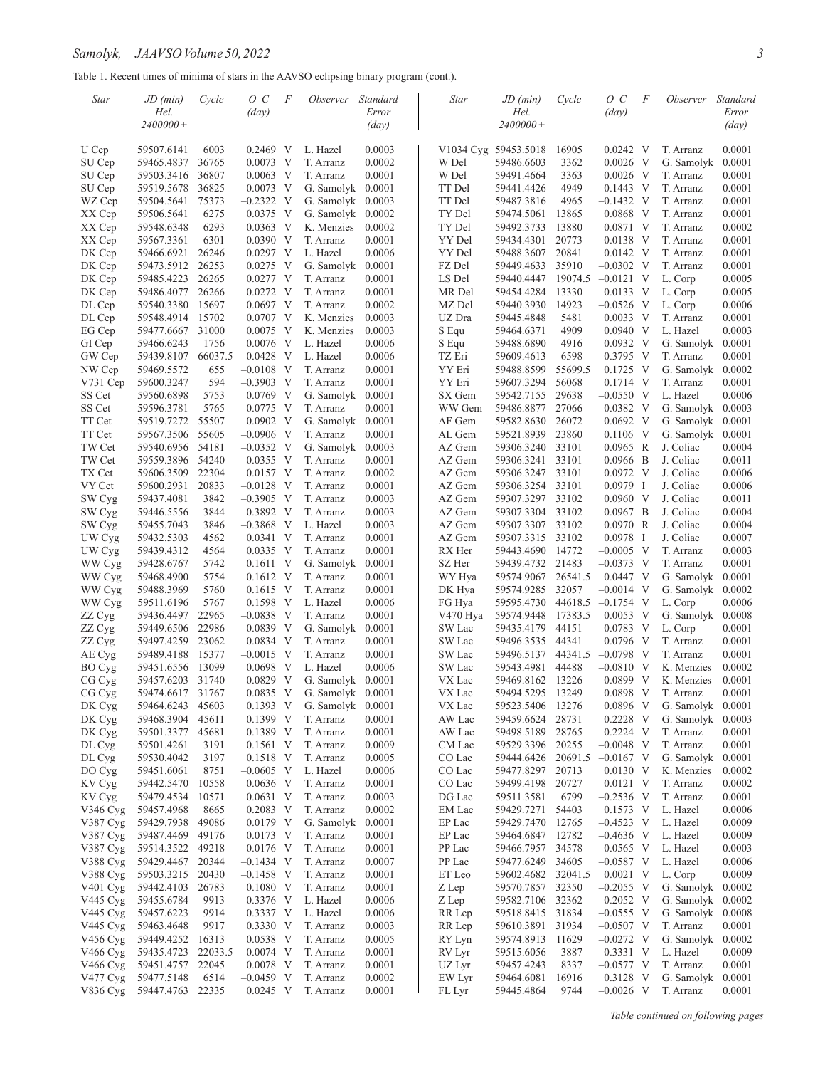Table 1. Recent times of minima of stars in the AAVSO eclipsing binary program (cont.).

| *Star* | *JD (min) Hel. 2400000+* | *Cycle* | *O–C (day)* | *F* | *Observer* | *Standard Error (day)* |
|---|---|---|---|---|---|---|
| U Cep | 59507.6141 | 6003 | 0.2469 | V | L. Hazel | 0.0003 |
| SU Cep | 59465.4837 | 36765 | 0.0073 | V | T. Arranz | 0.0002 |
| SU Cep | 59503.3416 | 36807 | 0.0063 | V | T. Arranz | 0.0001 |
| SU Cep | 59519.5678 | 36825 | 0.0073 | V | G. Samolyk | 0.0001 |
| WZ Cep | 59504.5641 | 75373 | –0.2322 | V | G. Samolyk | 0.0003 |
| XX Cep | 59506.5641 | 6275 | 0.0375 | V | G. Samolyk | 0.0002 |
| XX Cep | 59548.6348 | 6293 | 0.0363 | V | K. Menzies | 0.0002 |
| XX Cep | 59567.3361 | 6301 | 0.0390 | V | T. Arranz | 0.0001 |
| DK Cep | 59466.6921 | 26246 | 0.0297 | V | L. Hazel | 0.0006 |
| DK Cep | 59473.5912 | 26253 | 0.0275 | V | G. Samolyk | 0.0001 |
| DK Cep | 59485.4223 | 26265 | 0.0277 | V | T. Arranz | 0.0001 |
| DK Cep | 59486.4077 | 26266 | 0.0272 | V | T. Arranz | 0.0001 |
| DL Cep | 59540.3380 | 15697 | 0.0697 | V | T. Arranz | 0.0002 |
| DL Cep | 59548.4914 | 15702 | 0.0707 | V | K. Menzies | 0.0003 |
| EG Cep | 59477.6667 | 31000 | 0.0075 | V | K. Menzies | 0.0003 |
| GI Cep | 59466.6243 | 1756 | 0.0076 | V | L. Hazel | 0.0006 |
| GW Cep | 59439.8107 | 66037.5 | 0.0428 | V | L. Hazel | 0.0006 |
| NW Cep | 59469.5572 | 655 | –0.0108 | V | T. Arranz | 0.0001 |
| V731 Cep | 59600.3247 | 594 | –0.3903 | V | T. Arranz | 0.0001 |
| SS Cet | 59560.6898 | 5753 | 0.0769 | V | G. Samolyk | 0.0001 |
| SS Cet | 59596.3781 | 5765 | 0.0775 | V | T. Arranz | 0.0001 |
| TT Cet | 59519.7272 | 55507 | –0.0902 | V | G. Samolyk | 0.0001 |
| TT Cet | 59567.3506 | 55605 | –0.0906 | V | T. Arranz | 0.0001 |
| TW Cet | 59540.6956 | 54181 | –0.0352 | V | G. Samolyk | 0.0003 |
| TW Cet | 59559.3896 | 54240 | –0.0355 | V | T. Arranz | 0.0001 |
| TX Cet | 59606.3509 | 22304 | 0.0157 | V | T. Arranz | 0.0002 |
| VY Cet | 59600.2931 | 20833 | –0.0128 | V | T. Arranz | 0.0001 |
| SW Cyg | 59437.4081 | 3842 | –0.3905 | V | T. Arranz | 0.0003 |
| SW Cyg | 59446.5556 | 3844 | –0.3892 | V | T. Arranz | 0.0003 |
| SW Cyg | 59455.7043 | 3846 | –0.3868 | V | L. Hazel | 0.0003 |
| UW Cyg | 59432.5303 | 4562 | 0.0341 | V | T. Arranz | 0.0001 |
| UW Cyg | 59439.4312 | 4564 | 0.0335 | V | T. Arranz | 0.0001 |
| WW Cyg | 59428.6767 | 5742 | 0.1611 | V | G. Samolyk | 0.0001 |
| WW Cyg | 59468.4900 | 5754 | 0.1612 | V | T. Arranz | 0.0001 |
| WW Cyg | 59488.3969 | 5760 | 0.1615 | V | T. Arranz | 0.0001 |
| WW Cyg | 59511.6196 | 5767 | 0.1598 | V | L. Hazel | 0.0006 |
| ZZ Cyg | 59436.4497 | 22965 | –0.0838 | V | T. Arranz | 0.0001 |
| ZZ Cyg | 59449.6506 | 22986 | –0.0839 | V | G. Samolyk | 0.0001 |
| ZZ Cyg | 59497.4259 | 23062 | –0.0834 | V | T. Arranz | 0.0001 |
| AE Cyg | 59489.4188 | 15377 | –0.0015 | V | T. Arranz | 0.0001 |
| BO Cyg | 59451.6556 | 13099 | 0.0698 | V | L. Hazel | 0.0006 |
| CG Cyg | 59457.6203 | 31740 | 0.0829 | V | G. Samolyk | 0.0001 |
| CG Cyg | 59474.6617 | 31767 | 0.0835 | V | G. Samolyk | 0.0001 |
| DK Cyg | 59464.6243 | 45603 | 0.1393 | V | G. Samolyk | 0.0001 |
| DK Cyg | 59468.3904 | 45611 | 0.1399 | V | T. Arranz | 0.0001 |
| DK Cyg | 59501.3377 | 45681 | 0.1389 | V | T. Arranz | 0.0001 |
| DL Cyg | 59501.4261 | 3191 | 0.1561 | V | T. Arranz | 0.0009 |
| DL Cyg | 59530.4042 | 3197 | 0.1518 | V | T. Arranz | 0.0005 |
| DO Cyg | 59451.6061 | 8751 | –0.0605 | V | L. Hazel | 0.0006 |
| KV Cyg | 59442.5470 | 10558 | 0.0636 | V | T. Arranz | 0.0001 |
| KV Cyg | 59479.4534 | 10571 | 0.0631 | V | T. Arranz | 0.0003 |
| V346 Cyg | 59457.4968 | 8665 | 0.2083 | V | T. Arranz | 0.0002 |
| V387 Cyg | 59429.7938 | 49086 | 0.0179 | V | G. Samolyk | 0.0001 |
| V387 Cyg | 59487.4469 | 49176 | 0.0173 | V | T. Arranz | 0.0001 |
| V387 Cyg | 59514.3522 | 49218 | 0.0176 | V | T. Arranz | 0.0001 |
| V388 Cyg | 59429.4467 | 20344 | –0.1434 | V | T. Arranz | 0.0007 |
| V388 Cyg | 59503.3215 | 20430 | –0.1458 | V | T. Arranz | 0.0001 |
| V401 Cyg | 59442.4103 | 26783 | 0.1080 | V | T. Arranz | 0.0001 |
| V445 Cyg | 59455.6784 | 9913 | 0.3376 | V | L. Hazel | 0.0006 |
| V445 Cyg | 59457.6223 | 9914 | 0.3337 | V | L. Hazel | 0.0006 |
| V445 Cyg | 59463.4648 | 9917 | 0.3330 | V | T. Arranz | 0.0003 |
| V456 Cyg | 59449.4252 | 16313 | 0.0538 | V | T. Arranz | 0.0005 |
| V466 Cyg | 59435.4723 | 22033.5 | 0.0074 | V | T. Arranz | 0.0001 |
| V466 Cyg | 59451.4757 | 22045 | 0.0078 | V | T. Arranz | 0.0001 |
| V477 Cyg | 59477.5148 | 6514 | –0.0459 | V | T. Arranz | 0.0002 |
| V836 Cyg | 59447.4763 | 22335 | 0.0245 | V | T. Arranz | 0.0001 |
| V1034 Cyg | 59453.5018 | 16905 | 0.0242 | V | T. Arranz | 0.0001 |
| W Del | 59486.6603 | 3362 | 0.0026 | V | G. Samolyk | 0.0001 |
| W Del | 59491.4664 | 3363 | 0.0026 | V | T. Arranz | 0.0001 |
| TT Del | 59441.4426 | 4949 | –0.1443 | V | T. Arranz | 0.0001 |
| TT Del | 59487.3816 | 4965 | –0.1432 | V | T. Arranz | 0.0001 |
| TY Del | 59474.5061 | 13865 | 0.0868 | V | T. Arranz | 0.0001 |
| TY Del | 59492.3733 | 13880 | 0.0871 | V | T. Arranz | 0.0002 |
| YY Del | 59434.4301 | 20773 | 0.0138 | V | T. Arranz | 0.0001 |
| YY Del | 59488.3607 | 20841 | 0.0142 | V | T. Arranz | 0.0001 |
| FZ Del | 59449.4633 | 35910 | –0.0302 | V | T. Arranz | 0.0001 |
| LS Del | 59440.4447 | 19074.5 | –0.0121 | V | L. Corp | 0.0005 |
| MR Del | 59454.4284 | 13330 | –0.0133 | V | L. Corp | 0.0005 |
| MZ Del | 59440.3930 | 14923 | –0.0526 | V | L. Corp | 0.0006 |
| UZ Dra | 59445.4848 | 5481 | 0.0033 | V | T. Arranz | 0.0001 |
| S Equ | 59464.6371 | 4909 | 0.0940 | V | L. Hazel | 0.0003 |
| S Equ | 59488.6890 | 4916 | 0.0932 | V | G. Samolyk | 0.0001 |
| TZ Eri | 59609.4613 | 6598 | 0.3795 | V | T. Arranz | 0.0001 |
| YY Eri | 59488.8599 | 55699.5 | 0.1725 | V | G. Samolyk | 0.0002 |
| YY Eri | 59607.3294 | 56068 | 0.1714 | V | T. Arranz | 0.0001 |
| SX Gem | 59542.7155 | 29638 | –0.0550 | V | L. Hazel | 0.0006 |
| WW Gem | 59486.8877 | 27066 | 0.0382 | V | G. Samolyk | 0.0003 |
| AF Gem | 59582.8630 | 26072 | –0.0692 | V | G. Samolyk | 0.0001 |
| AL Gem | 59521.8939 | 23860 | 0.1106 | V | G. Samolyk | 0.0001 |
| AZ Gem | 59306.3240 | 33101 | 0.0965 | R | J. Coliac | 0.0004 |
| AZ Gem | 59306.3241 | 33101 | 0.0966 | B | J. Coliac | 0.0011 |
| AZ Gem | 59306.3247 | 33101 | 0.0972 | V | J. Coliac | 0.0006 |
| AZ Gem | 59306.3254 | 33101 | 0.0979 | I | J. Coliac | 0.0006 |
| AZ Gem | 59307.3297 | 33102 | 0.0960 | V | J. Coliac | 0.0011 |
| AZ Gem | 59307.3304 | 33102 | 0.0967 | B | J. Coliac | 0.0004 |
| AZ Gem | 59307.3307 | 33102 | 0.0970 | R | J. Coliac | 0.0004 |
| AZ Gem | 59307.3315 | 33102 | 0.0978 | I | J. Coliac | 0.0007 |
| RX Her | 59443.4690 | 14772 | –0.0005 | V | T. Arranz | 0.0003 |
| SZ Her | 59439.4732 | 21483 | –0.0373 | V | T. Arranz | 0.0001 |
| WY Hya | 59574.9067 | 26541.5 | 0.0447 | V | G. Samolyk | 0.0001 |
| DK Hya | 59574.9285 | 32057 | –0.0014 | V | G. Samolyk | 0.0002 |
| FG Hya | 59595.4730 | 44618.5 | –0.1754 | V | L. Corp | 0.0006 |
| V470 Hya | 59574.9448 | 17383.5 | 0.0053 | V | G. Samolyk | 0.0008 |
| SW Lac | 59435.4179 | 44151 | –0.0783 | V | L. Corp | 0.0001 |
| SW Lac | 59496.3535 | 44341 | –0.0796 | V | T. Arranz | 0.0001 |
| SW Lac | 59496.5137 | 44341.5 | –0.0798 | V | T. Arranz | 0.0001 |
| SW Lac | 59543.4981 | 44488 | –0.0810 | V | K. Menzies | 0.0002 |
| VX Lac | 59469.8162 | 13226 | 0.0899 | V | K. Menzies | 0.0001 |
| VX Lac | 59494.5295 | 13249 | 0.0898 | V | T. Arranz | 0.0001 |
| VX Lac | 59523.5406 | 13276 | 0.0896 | V | G. Samolyk | 0.0001 |
| AW Lac | 59459.6624 | 28731 | 0.2228 | V | G. Samolyk | 0.0003 |
| AW Lac | 59498.5189 | 28765 | 0.2224 | V | T. Arranz | 0.0001 |
| CM Lac | 59529.3396 | 20255 | –0.0048 | V | T. Arranz | 0.0001 |
| CO Lac | 59444.6426 | 20691.5 | –0.0167 | V | G. Samolyk | 0.0001 |
| CO Lac | 59477.8297 | 20713 | 0.0130 | V | K. Menzies | 0.0002 |
| CO Lac | 59499.4198 | 20727 | 0.0121 | V | T. Arranz | 0.0002 |
| DG Lac | 59511.3581 | 6799 | –0.2536 | V | T. Arranz | 0.0001 |
| EM Lac | 59429.7271 | 54403 | 0.1573 | V | L. Hazel | 0.0006 |
| EP Lac | 59429.7470 | 12765 | –0.4523 | V | L. Hazel | 0.0009 |
| EP Lac | 59464.6847 | 12782 | –0.4636 | V | L. Hazel | 0.0009 |
| PP Lac | 59466.7957 | 34578 | –0.0565 | V | L. Hazel | 0.0003 |
| PP Lac | 59477.6249 | 34605 | –0.0587 | V | L. Hazel | 0.0006 |
| ET Leo | 59602.4682 | 32041.5 | 0.0021 | V | L. Corp | 0.0009 |
| Z Lep | 59570.7857 | 32350 | –0.2055 | V | G. Samolyk | 0.0002 |
| Z Lep | 59582.7106 | 32362 | –0.2052 | V | G. Samolyk | 0.0002 |
| RR Lep | 59518.8415 | 31834 | –0.0555 | V | G. Samolyk | 0.0008 |
| RR Lep | 59610.3891 | 31934 | –0.0507 | V | T. Arranz | 0.0001 |
| RY Lyn | 59574.8913 | 11629 | –0.0272 | V | G. Samolyk | 0.0002 |
| RV Lyr | 59515.6056 | 3887 | –0.3331 | V | L. Hazel | 0.0009 |
| UZ Lyr | 59457.4243 | 8337 | –0.0577 | V | T. Arranz | 0.0001 |
| EW Lyr | 59464.6081 | 16916 | 0.3128 | V | G. Samolyk | 0.0001 |
| FL Lyr | 59445.4864 | 9744 | –0.0026 | V | T. Arranz | 0.0001 |

*Table continued on following pages*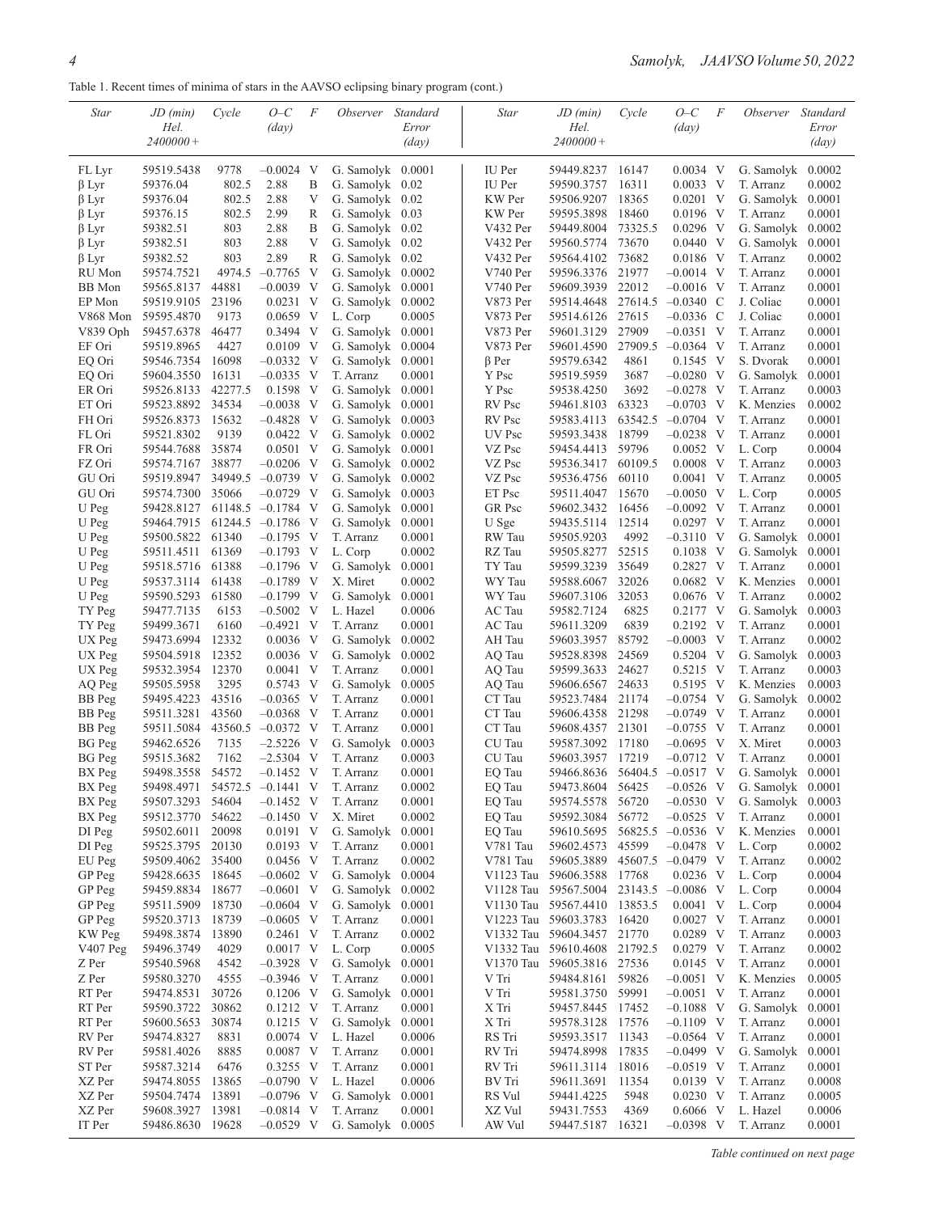Table 1. Recent times of minima of stars in the AAVSO eclipsing binary program (cont.)

| Star | JD (min) Hel. 2400000+ | Cycle | O–C (day) | F | Observer | Standard Error (day) |
|---|---|---|---|---|---|---|
| FL Lyr | 59519.5438 | 9778 | –0.0024 | V | G. Samolyk | 0.0001 |
| β Lyr | 59376.04 | 802.5 | 2.88 | B | G. Samolyk | 0.02 |
| β Lyr | 59376.04 | 802.5 | 2.88 | V | G. Samolyk | 0.02 |
| β Lyr | 59376.15 | 802.5 | 2.99 | R | G. Samolyk | 0.03 |
| β Lyr | 59382.51 | 803 | 2.88 | B | G. Samolyk | 0.02 |
| β Lyr | 59382.51 | 803 | 2.88 | V | G. Samolyk | 0.02 |
| β Lyr | 59382.52 | 803 | 2.89 | R | G. Samolyk | 0.02 |
| RU Mon | 59574.7521 | 4974.5 | –0.7765 | V | G. Samolyk | 0.0002 |
| BB Mon | 59565.8137 | 44881 | –0.0039 | V | G. Samolyk | 0.0001 |
| EP Mon | 59519.9105 | 23196 | 0.0231 | V | G. Samolyk | 0.0002 |
| V868 Mon | 59595.4870 | 9173 | 0.0659 | V | L. Corp | 0.0005 |
| V839 Oph | 59457.6378 | 46477 | 0.3494 | V | G. Samolyk | 0.0001 |
| EF Ori | 59519.8965 | 4427 | 0.0109 | V | G. Samolyk | 0.0004 |
| EQ Ori | 59546.7354 | 16098 | –0.0332 | V | G. Samolyk | 0.0001 |
| EQ Ori | 59604.3550 | 16131 | –0.0335 | V | T. Arranz | 0.0001 |
| ER Ori | 59526.8133 | 42277.5 | 0.1598 | V | G. Samolyk | 0.0001 |
| ET Ori | 59523.8892 | 34534 | –0.0038 | V | G. Samolyk | 0.0001 |
| FH Ori | 59526.8373 | 15632 | –0.4828 | V | G. Samolyk | 0.0003 |
| FL Ori | 59521.8302 | 9139 | 0.0422 | V | G. Samolyk | 0.0002 |
| FR Ori | 59544.7688 | 35874 | 0.0501 | V | G. Samolyk | 0.0001 |
| FZ Ori | 59574.7167 | 38877 | –0.0206 | V | G. Samolyk | 0.0002 |
| GU Ori | 59519.8947 | 34949.5 | –0.0739 | V | G. Samolyk | 0.0002 |
| GU Ori | 59574.7300 | 35066 | –0.0729 | V | G. Samolyk | 0.0003 |
| U Peg | 59428.8127 | 61148.5 | –0.1784 | V | G. Samolyk | 0.0001 |
| U Peg | 59464.7915 | 61244.5 | –0.1786 | V | G. Samolyk | 0.0001 |
| U Peg | 59500.5822 | 61340 | –0.1795 | V | T. Arranz | 0.0001 |
| U Peg | 59511.4511 | 61369 | –0.1793 | V | L. Corp | 0.0002 |
| U Peg | 59518.5716 | 61388 | –0.1796 | V | G. Samolyk | 0.0001 |
| U Peg | 59537.3114 | 61438 | –0.1789 | V | X. Miret | 0.0002 |
| U Peg | 59590.5293 | 61580 | –0.1799 | V | G. Samolyk | 0.0001 |
| TY Peg | 59477.7135 | 6153 | –0.5002 | V | L. Hazel | 0.0006 |
| TY Peg | 59499.3671 | 6160 | –0.4921 | V | T. Arranz | 0.0001 |
| UX Peg | 59473.6994 | 12332 | 0.0036 | V | G. Samolyk | 0.0002 |
| UX Peg | 59504.5918 | 12352 | 0.0036 | V | G. Samolyk | 0.0002 |
| UX Peg | 59532.3954 | 12370 | 0.0041 | V | T. Arranz | 0.0001 |
| AQ Peg | 59505.5958 | 3295 | 0.5743 | V | G. Samolyk | 0.0005 |
| BB Peg | 59495.4223 | 43516 | –0.0365 | V | T. Arranz | 0.0001 |
| BB Peg | 59511.3281 | 43560 | –0.0368 | V | T. Arranz | 0.0001 |
| BB Peg | 59511.5084 | 43560.5 | –0.0372 | V | T. Arranz | 0.0001 |
| BG Peg | 59462.6526 | 7135 | –2.5226 | V | G. Samolyk | 0.0003 |
| BG Peg | 59515.3682 | 7162 | –2.5304 | V | T. Arranz | 0.0003 |
| BX Peg | 59498.3558 | 54572 | –0.1452 | V | T. Arranz | 0.0001 |
| BX Peg | 59498.4971 | 54572.5 | –0.1441 | V | T. Arranz | 0.0002 |
| BX Peg | 59507.3293 | 54604 | –0.1452 | V | T. Arranz | 0.0001 |
| BX Peg | 59512.3770 | 54622 | –0.1450 | V | X. Miret | 0.0002 |
| DI Peg | 59502.6011 | 20098 | 0.0191 | V | G. Samolyk | 0.0001 |
| DI Peg | 59525.3795 | 20130 | 0.0193 | V | T. Arranz | 0.0001 |
| EU Peg | 59509.4062 | 35400 | 0.0456 | V | T. Arranz | 0.0002 |
| GP Peg | 59428.6635 | 18645 | –0.0602 | V | G. Samolyk | 0.0004 |
| GP Peg | 59459.8834 | 18677 | –0.0601 | V | G. Samolyk | 0.0002 |
| GP Peg | 59511.5909 | 18730 | –0.0604 | V | G. Samolyk | 0.0001 |
| GP Peg | 59520.3713 | 18739 | –0.0605 | V | T. Arranz | 0.0001 |
| KW Peg | 59498.3874 | 13890 | 0.2461 | V | T. Arranz | 0.0002 |
| V407 Peg | 59496.3749 | 4029 | 0.0017 | V | L. Corp | 0.0005 |
| Z Per | 59540.5968 | 4542 | –0.3928 | V | G. Samolyk | 0.0001 |
| Z Per | 59580.3270 | 4555 | –0.3946 | V | T. Arranz | 0.0001 |
| RT Per | 59474.8531 | 30726 | 0.1206 | V | G. Samolyk | 0.0001 |
| RT Per | 59590.3722 | 30862 | 0.1212 | V | T. Arranz | 0.0001 |
| RT Per | 59600.5653 | 30874 | 0.1215 | V | G. Samolyk | 0.0001 |
| RV Per | 59474.8327 | 8831 | 0.0074 | V | L. Hazel | 0.0006 |
| RV Per | 59581.4026 | 8885 | 0.0087 | V | T. Arranz | 0.0001 |
| ST Per | 59587.3214 | 6476 | 0.3255 | V | T. Arranz | 0.0001 |
| XZ Per | 59474.8055 | 13865 | –0.0790 | V | L. Hazel | 0.0006 |
| XZ Per | 59504.7474 | 13891 | –0.0796 | V | G. Samolyk | 0.0001 |
| XZ Per | 59608.3927 | 13981 | –0.0814 | V | T. Arranz | 0.0001 |
| IT Per | 59486.8630 | 19628 | –0.0529 | V | G. Samolyk | 0.0005 |
| IU Per | 59449.8237 | 16147 | 0.0034 | V | G. Samolyk | 0.0002 |
| IU Per | 59590.3757 | 16311 | 0.0033 | V | T. Arranz | 0.0002 |
| KW Per | 59506.9207 | 18365 | 0.0201 | V | G. Samolyk | 0.0001 |
| KW Per | 59595.3898 | 18460 | 0.0196 | V | T. Arranz | 0.0001 |
| V432 Per | 59449.8004 | 73325.5 | 0.0296 | V | G. Samolyk | 0.0002 |
| V432 Per | 59560.5774 | 73670 | 0.0440 | V | G. Samolyk | 0.0001 |
| V432 Per | 59564.4102 | 73682 | 0.0186 | V | T. Arranz | 0.0002 |
| V740 Per | 59596.3376 | 21977 | –0.0014 | V | T. Arranz | 0.0001 |
| V740 Per | 59609.3939 | 22012 | –0.0016 | V | T. Arranz | 0.0001 |
| V873 Per | 59514.4648 | 27614.5 | –0.0340 | C | J. Coliac | 0.0001 |
| V873 Per | 59514.6126 | 27615 | –0.0336 | C | J. Coliac | 0.0001 |
| V873 Per | 59601.3129 | 27909 | –0.0351 | V | T. Arranz | 0.0001 |
| V873 Per | 59601.4590 | 27909.5 | –0.0364 | V | T. Arranz | 0.0001 |
| β Per | 59579.6342 | 4861 | 0.1545 | V | S. Dvorak | 0.0001 |
| Y Psc | 59519.5959 | 3687 | –0.0280 | V | G. Samolyk | 0.0001 |
| Y Psc | 59538.4250 | 3692 | –0.0278 | V | T. Arranz | 0.0003 |
| RV Psc | 59461.8103 | 63323 | –0.0703 | V | K. Menzies | 0.0002 |
| RV Psc | 59583.4113 | 63542.5 | –0.0704 | V | T. Arranz | 0.0001 |
| UV Psc | 59593.3438 | 18799 | –0.0238 | V | T. Arranz | 0.0001 |
| VZ Psc | 59454.4413 | 59796 | 0.0052 | V | L. Corp | 0.0004 |
| VZ Psc | 59536.3417 | 60109.5 | 0.0008 | V | T. Arranz | 0.0003 |
| VZ Psc | 59536.4756 | 60110 | 0.0041 | V | T. Arranz | 0.0005 |
| ET Psc | 59511.4047 | 15670 | –0.0050 | V | L. Corp | 0.0005 |
| GR Psc | 59602.3432 | 16456 | –0.0092 | V | T. Arranz | 0.0001 |
| U Sge | 59435.5114 | 12514 | 0.0297 | V | T. Arranz | 0.0001 |
| RW Tau | 59505.9203 | 4992 | –0.3110 | V | G. Samolyk | 0.0001 |
| RZ Tau | 59505.8277 | 52515 | 0.1038 | V | G. Samolyk | 0.0001 |
| TY Tau | 59599.3239 | 35649 | 0.2827 | V | T. Arranz | 0.0001 |
| WY Tau | 59588.6067 | 32026 | 0.0682 | V | K. Menzies | 0.0001 |
| WY Tau | 59607.3106 | 32053 | 0.0676 | V | T. Arranz | 0.0002 |
| AC Tau | 59582.7124 | 6825 | 0.2177 | V | G. Samolyk | 0.0003 |
| AC Tau | 59611.3209 | 6839 | 0.2192 | V | T. Arranz | 0.0001 |
| AH Tau | 59603.3957 | 85792 | –0.0003 | V | T. Arranz | 0.0002 |
| AQ Tau | 59528.8398 | 24569 | 0.5204 | V | G. Samolyk | 0.0003 |
| AQ Tau | 59599.3633 | 24627 | 0.5215 | V | T. Arranz | 0.0003 |
| AQ Tau | 59606.6567 | 24633 | 0.5195 | V | K. Menzies | 0.0003 |
| CT Tau | 59523.7484 | 21174 | –0.0754 | V | G. Samolyk | 0.0002 |
| CT Tau | 59606.4358 | 21298 | –0.0749 | V | T. Arranz | 0.0001 |
| CT Tau | 59608.4357 | 21301 | –0.0755 | V | T. Arranz | 0.0001 |
| CU Tau | 59587.3092 | 17180 | –0.0695 | V | X. Miret | 0.0003 |
| CU Tau | 59603.3957 | 17219 | –0.0712 | V | T. Arranz | 0.0001 |
| EQ Tau | 59466.8636 | 56404.5 | –0.0517 | V | G. Samolyk | 0.0001 |
| EQ Tau | 59473.8604 | 56425 | –0.0526 | V | G. Samolyk | 0.0001 |
| EQ Tau | 59574.5578 | 56720 | –0.0530 | V | G. Samolyk | 0.0003 |
| EQ Tau | 59592.3084 | 56772 | –0.0525 | V | T. Arranz | 0.0001 |
| EQ Tau | 59610.5695 | 56825.5 | –0.0536 | V | K. Menzies | 0.0001 |
| V781 Tau | 59602.4573 | 45599 | –0.0478 | V | L. Corp | 0.0002 |
| V781 Tau | 59605.3889 | 45607.5 | –0.0479 | V | T. Arranz | 0.0002 |
| V1123 Tau | 59606.3588 | 17768 | 0.0236 | V | L. Corp | 0.0004 |
| V1128 Tau | 59567.5004 | 23143.5 | –0.0086 | V | L. Corp | 0.0004 |
| V1130 Tau | 59567.4410 | 13853.5 | 0.0041 | V | L. Corp | 0.0004 |
| V1223 Tau | 59603.3783 | 16420 | 0.0027 | V | T. Arranz | 0.0001 |
| V1332 Tau | 59604.3457 | 21770 | 0.0289 | V | T. Arranz | 0.0003 |
| V1332 Tau | 59610.4608 | 21792.5 | 0.0279 | V | T. Arranz | 0.0002 |
| V1370 Tau | 59605.3816 | 27536 | 0.0145 | V | T. Arranz | 0.0001 |
| V Tri | 59484.8161 | 59826 | –0.0051 | V | K. Menzies | 0.0005 |
| V Tri | 59581.3750 | 59991 | –0.0051 | V | T. Arranz | 0.0001 |
| X Tri | 59457.8445 | 17452 | –0.1088 | V | G. Samolyk | 0.0001 |
| X Tri | 59578.3128 | 17576 | –0.1109 | V | T. Arranz | 0.0001 |
| RS Tri | 59593.3517 | 11343 | –0.0564 | V | T. Arranz | 0.0001 |
| RV Tri | 59474.8998 | 17835 | –0.0499 | V | G. Samolyk | 0.0001 |
| RV Tri | 59611.3114 | 18016 | –0.0519 | V | T. Arranz | 0.0001 |
| BV Tri | 59611.3691 | 11354 | 0.0139 | V | T. Arranz | 0.0008 |
| RS Vul | 59441.4225 | 5948 | 0.0230 | V | T. Arranz | 0.0005 |
| XZ Vul | 59431.7553 | 4369 | 0.6066 | V | L. Hazel | 0.0006 |
| AW Vul | 59447.5187 | 16321 | –0.0398 | V | T. Arranz | 0.0001 |

*Table continued on next page*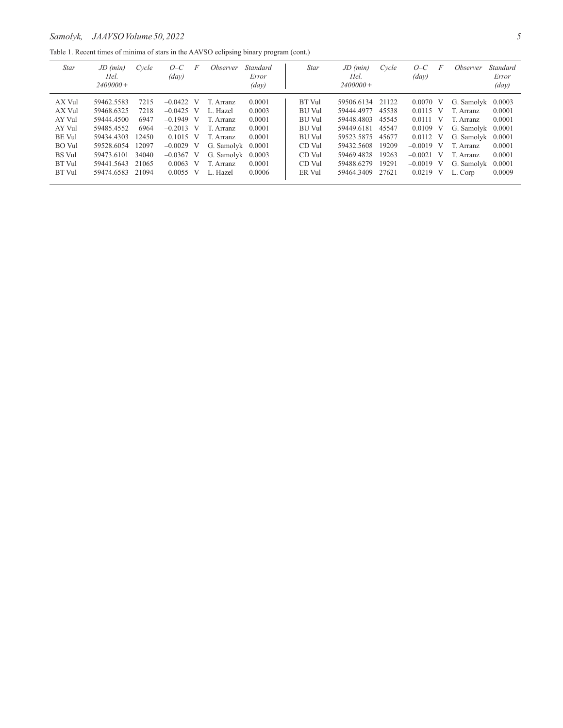Table 1. Recent times of minima of stars in the AAVSO eclipsing binary program (cont.)

| *Star* | *JD (min) Hel. 2400000+* | *Cycle* | *O–C (day)* | *F* | *Observer* | *Standard Error (day)* |
|---|---|---|---|---|---|---|
| AX Vul | 59462.5583 | 7215 | −0.0422 | V | T. Arranz | 0.0001 |
| AX Vul | 59468.6325 | 7218 | −0.0425 | V | L. Hazel | 0.0003 |
| AY Vul | 59444.4500 | 6947 | −0.1949 | V | T. Arranz | 0.0001 |
| AY Vul | 59485.4552 | 6964 | −0.2013 | V | T. Arranz | 0.0001 |
| BE Vul | 59434.4303 | 12450 | 0.1015 | V | T. Arranz | 0.0001 |
| BO Vul | 59528.6054 | 12097 | −0.0029 | V | G. Samolyk | 0.0001 |
| BS Vul | 59473.6101 | 34040 | −0.0367 | V | G. Samolyk | 0.0003 |
| BT Vul | 59441.5643 | 21065 | 0.0063 | V | T. Arranz | 0.0001 |
| BT Vul | 59474.6583 | 21094 | 0.0055 | V | L. Hazel | 0.0006 |
| BT Vul | 59506.6134 | 21122 | 0.0070 | V | G. Samolyk | 0.0003 |
| BU Vul | 59444.4977 | 45538 | 0.0115 | V | T. Arranz | 0.0001 |
| BU Vul | 59448.4803 | 45545 | 0.0111 | V | T. Arranz | 0.0001 |
| BU Vul | 59449.6181 | 45547 | 0.0109 | V | G. Samolyk | 0.0001 |
| BU Vul | 59523.5875 | 45677 | 0.0112 | V | G. Samolyk | 0.0001 |
| CD Vul | 59432.5608 | 19209 | −0.0019 | V | T. Arranz | 0.0001 |
| CD Vul | 59469.4828 | 19263 | −0.0021 | V | T. Arranz | 0.0001 |
| CD Vul | 59488.6279 | 19291 | −0.0019 | V | G. Samolyk | 0.0001 |
| ER Vul | 59464.3409 | 27621 | 0.0219 | V | L. Corp | 0.0009 |